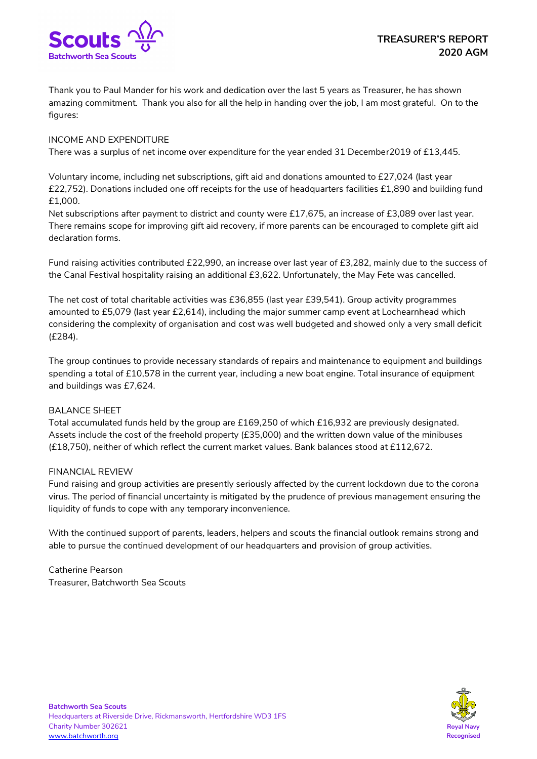# TREASURER'S REPORT 2020 AGM

Thank you to Paul Mander for his work and dedication over the last 5 years as Treasurer, he has shown amazing commitment. Thank you also for all the help in handing over the job, I am most grateful. On to the figures:

## INCOME AND EXPENDITURE

There was a surplus of net income over expenditure for the year ended 31 December2019 of £13,445.

Voluntary income, including net subscriptions, gift aid and donations amounted to £27,024 (last year £22,752). Donations included one off receipts for the use of headquarters facilities £1,890 and building fund £1,000.

Net subscriptions after payment to district and county were £17,675, an increase of £3,089 over last year. There remains scope for improving gift aid recovery, if more parents can be encouraged to complete gift aid declaration forms.

Fund raising activities contributed £22,990, an increase over last year of £3,282, mainly due to the success of the Canal Festival hospitality raising an additional £3,622. Unfortunately, the May Fete was cancelled.

The net cost of total charitable activities was £36,855 (last year £39,541). Group activity programmes amounted to £5,079 (last year £2,614), including the major summer camp event at Lochearnhead which considering the complexity of organisation and cost was well budgeted and showed only a very small deficit (£284).

The group continues to provide necessary standards of repairs and maintenance to equipment and buildings spending a total of £10,578 in the current year, including a new boat engine. Total insurance of equipment and buildings was £7,624.

## BALANCE SHEET

Total accumulated funds held by the group are £169,250 of which £16,932 are previously designated. Assets include the cost of the freehold property (£35,000) and the written down value of the minibuses (£18,750), neither of which reflect the current market values. Bank balances stood at £112,672.

## FINANCIAL REVIEW

Fund raising and group activities are presently seriously affected by the current lockdown due to the corona virus. The period of financial uncertainty is mitigated by the prudence of previous management ensuring the liquidity of funds to cope with any temporary inconvenience.

With the continued support of parents, leaders, helpers and scouts the financial outlook remains strong and able to pursue the continued development of our headquarters and provision of group activities.

Catherine Pearson
Treasurer, Batchworth Sea Scouts

**Batchworth Sea Scouts**
Headquarters at Riverside Drive, Rickmansworth, Hertfordshire WD3 1FS
Charity Number 302621
www.batchworth.org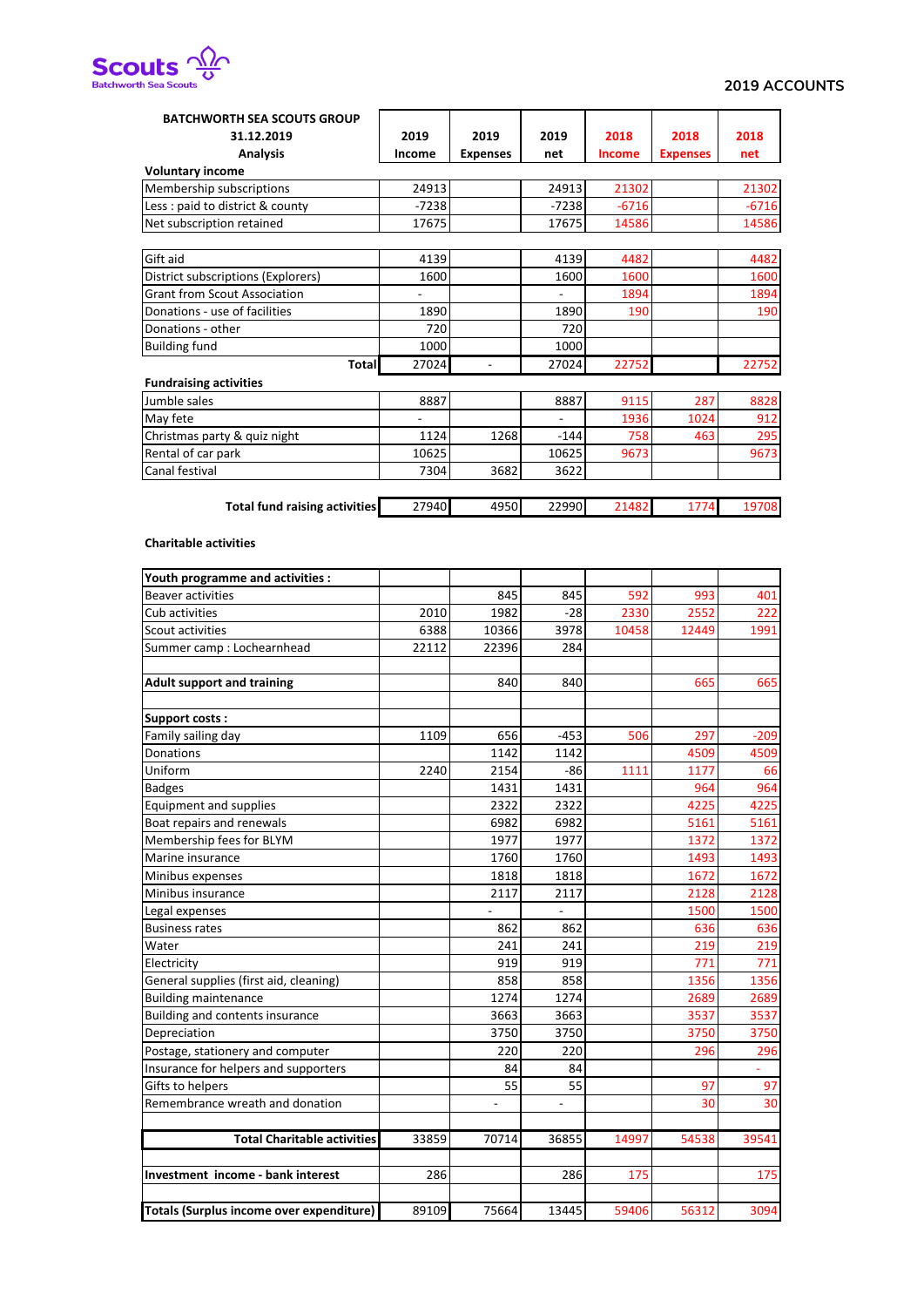Scouts
Batchworth Sea Scouts

## 2019 ACCOUNTS

| BATCHWORTH SEA SCOUTS GROUP 31.12.2019 Analysis | 2019 Income | 2019 Expenses | 2019 net | 2018 Income | 2018 Expenses | 2018 net |
|---|---|---|---|---|---|---|
| **Voluntary income** | | | | | | |
| Membership subscriptions | 24913 | | 24913 | 21302 | | 21302 |
| Less : paid to district & county | -7238 | | -7238 | -6716 | | -6716 |
| Net subscription retained | 17675 | | 17675 | 14586 | | 14586 |
| | | | | | | |
| Gift aid | 4139 | | 4139 | 4482 | | 4482 |
| District subscriptions (Explorers) | 1600 | | 1600 | 1600 | | 1600 |
| Grant from Scout Association | - | | - | 1894 | | 1894 |
| Donations - use of facilities | 1890 | | 1890 | 190 | | 190 |
| Donations - other | 720 | | 720 | | | |
| Building fund | 1000 | | 1000 | | | |
| **Total** | 27024 | - | 27024 | 22752 | | 22752 |
| **Fundraising activities** | | | | | | |
| Jumble sales | 8887 | | 8887 | 9115 | 287 | 8828 |
| May fete | - | | - | 1936 | 1024 | 912 |
| Christmas party & quiz night | 1124 | 1268 | -144 | 758 | 463 | 295 |
| Rental of car park | 10625 | | 10625 | 9673 | | 9673 |
| Canal festival | 7304 | 3682 | 3622 | | | |
| | | | | | | |
| **Total fund raising activities** | 27940 | 4950 | 22990 | 21482 | 1774 | 19708 |
| | | | | | | |
| **Charitable activities** | | | | | | |
| | | | | | | |
| **Youth programme and activities :** | | | | | | |
| Beaver activities | | 845 | 845 | 592 | 993 | 401 |
| Cub activities | 2010 | 1982 | -28 | 2330 | 2552 | 222 |
| Scout activities | 6388 | 10366 | 3978 | 10458 | 12449 | 1991 |
| Summer camp : Lochearnhead | 22112 | 22396 | 284 | | | |
| | | | | | | |
| **Adult support and training** | | 840 | 840 | | 665 | 665 |
| | | | | | | |
| **Support costs :** | | | | | | |
| Family sailing day | 1109 | 656 | -453 | 506 | 297 | -209 |
| Donations | | 1142 | 1142 | | 4509 | 4509 |
| Uniform | 2240 | 2154 | -86 | 1111 | 1177 | 66 |
| Badges | | 1431 | 1431 | | 964 | 964 |
| Equipment and supplies | | 2322 | 2322 | | 4225 | 4225 |
| Boat repairs and renewals | | 6982 | 6982 | | 5161 | 5161 |
| Membership fees for BLYM | | 1977 | 1977 | | 1372 | 1372 |
| Marine insurance | | 1760 | 1760 | | 1493 | 1493 |
| Minibus expenses | | 1818 | 1818 | | 1672 | 1672 |
| Minibus insurance | | 2117 | 2117 | | 2128 | 2128 |
| Legal expenses | | - | - | | 1500 | 1500 |
| Business rates | | 862 | 862 | | 636 | 636 |
| Water | | 241 | 241 | | 219 | 219 |
| Electricity | | 919 | 919 | | 771 | 771 |
| General supplies (first aid, cleaning) | | 858 | 858 | | 1356 | 1356 |
| Building maintenance | | 1274 | 1274 | | 2689 | 2689 |
| Building and contents insurance | | 3663 | 3663 | | 3537 | 3537 |
| Depreciation | | 3750 | 3750 | | 3750 | 3750 |
| Postage, stationery and computer | | 220 | 220 | | 296 | 296 |
| Insurance for helpers and supporters | | 84 | 84 | | | - |
| Gifts to helpers | | 55 | 55 | | 97 | 97 |
| Remembrance wreath and donation | | - | - | | 30 | 30 |
| | | | | | | |
| **Total Charitable activities** | 33859 | 70714 | 36855 | 14997 | 54538 | 39541 |
| | | | | | | |
| **Investment income - bank interest** | 286 | | 286 | 175 | | 175 |
| | | | | | | |
| **Totals (Surplus income over expenditure)** | 89109 | 75664 | 13445 | 59406 | 56312 | 3094 |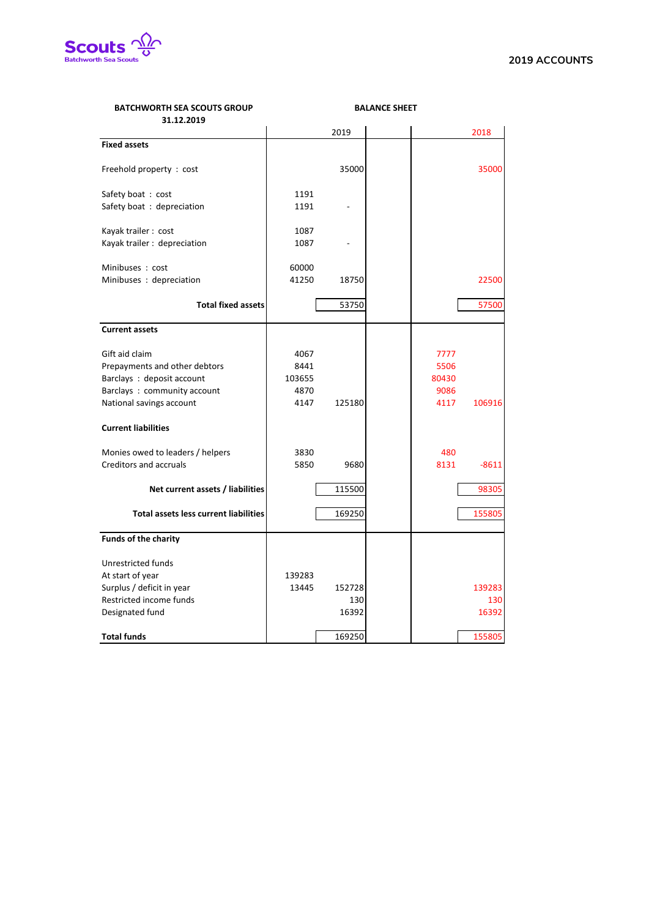Scouts
Batchworth Sea Scouts

2019 ACCOUNTS

**BATCHWORTH SEA SCOUTS GROUP**
**31.12.2019**

**BALANCE SHEET**

| | | 2019 | | 2018 |
|---|---|---|---|---|
| **Fixed assets** | | | | |
| Freehold property : cost | | 35000 | | 35000 |
| Safety boat : cost | 1191 | | | |
| Safety boat : depreciation | 1191 | - | | |
| Kayak trailer : cost | 1087 | | | |
| Kayak trailer : depreciation | 1087 | - | | |
| Minibuses : cost | 60000 | | | |
| Minibuses : depreciation | 41250 | 18750 | | 22500 |
| **Total fixed assets** | | 53750 | | 57500 |
| **Current assets** | | | | |
| Gift aid claim | 4067 | | 7777 | |
| Prepayments and other debtors | 8441 | | 5506 | |
| Barclays : deposit account | 103655 | | 80430 | |
| Barclays : community account | 4870 | | 9086 | |
| National savings account | 4147 | 125180 | 4117 | 106916 |
| **Current liabilities** | | | | |
| Monies owed to leaders / helpers | 3830 | | 480 | |
| Creditors and accruals | 5850 | 9680 | 8131 | -8611 |
| **Net current assets / liabilities** | | 115500 | | 98305 |
| **Total assets less current liabilities** | | 169250 | | 155805 |
| **Funds of the charity** | | | | |
| Unrestricted funds | | | | |
| At start of year | 139283 | | | |
| Surplus / deficit in year | 13445 | 152728 | | 139283 |
| Restricted income funds | | 130 | | 130 |
| Designated fund | | 16392 | | 16392 |
| **Total funds** | | 169250 | | 155805 |